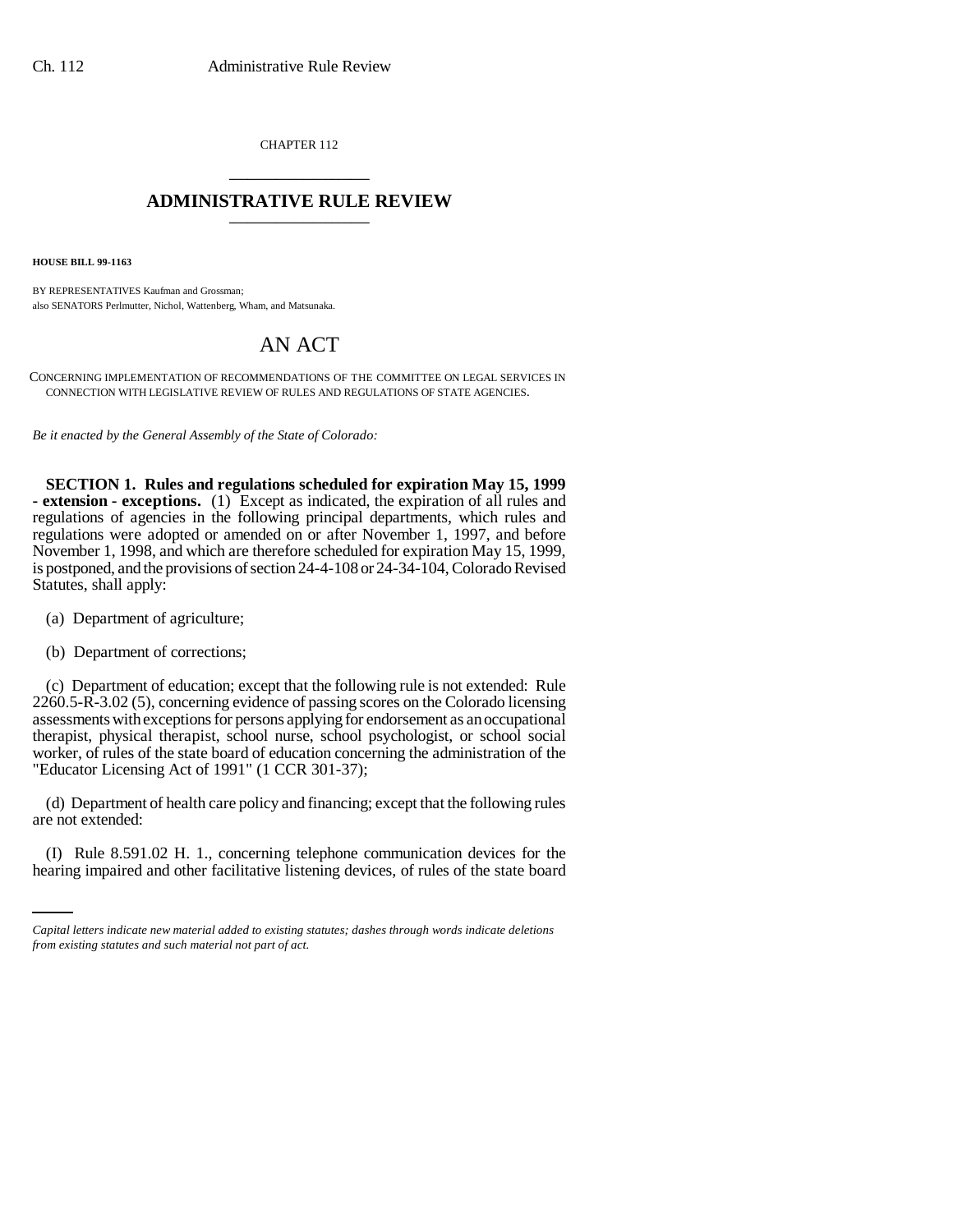CHAPTER 112

# ADMINISTRATIVE RULE REVIEW

**HOUSE BILL 99-1163**

BY REPRESENTATIVES Kaufman and Grossman;
also SENATORS Perlmutter, Nichol, Wattenberg, Wham, and Matsunaka.

# AN ACT

CONCERNING IMPLEMENTATION OF RECOMMENDATIONS OF THE COMMITTEE ON LEGAL SERVICES IN CONNECTION WITH LEGISLATIVE REVIEW OF RULES AND REGULATIONS OF STATE AGENCIES.

*Be it enacted by the General Assembly of the State of Colorado:*

**SECTION 1. Rules and regulations scheduled for expiration May 15, 1999 - extension - exceptions.** (1) Except as indicated, the expiration of all rules and regulations of agencies in the following principal departments, which rules and regulations were adopted or amended on or after November 1, 1997, and before November 1, 1998, and which are therefore scheduled for expiration May 15, 1999, is postponed, and the provisions of section 24-4-108 or 24-34-104, Colorado Revised Statutes, shall apply:

(a) Department of agriculture;

(b) Department of corrections;

(c) Department of education; except that the following rule is not extended: Rule 2260.5-R-3.02 (5), concerning evidence of passing scores on the Colorado licensing assessments with exceptions for persons applying for endorsement as an occupational therapist, physical therapist, school nurse, school psychologist, or school social worker, of rules of the state board of education concerning the administration of the "Educator Licensing Act of 1991" (1 CCR 301-37);

(d) Department of health care policy and financing; except that the following rules are not extended:

(I) Rule 8.591.02 H. 1., concerning telephone communication devices for the hearing impaired and other facilitative listening devices, of rules of the state board

*Capital letters indicate new material added to existing statutes; dashes through words indicate deletions from existing statutes and such material not part of act.*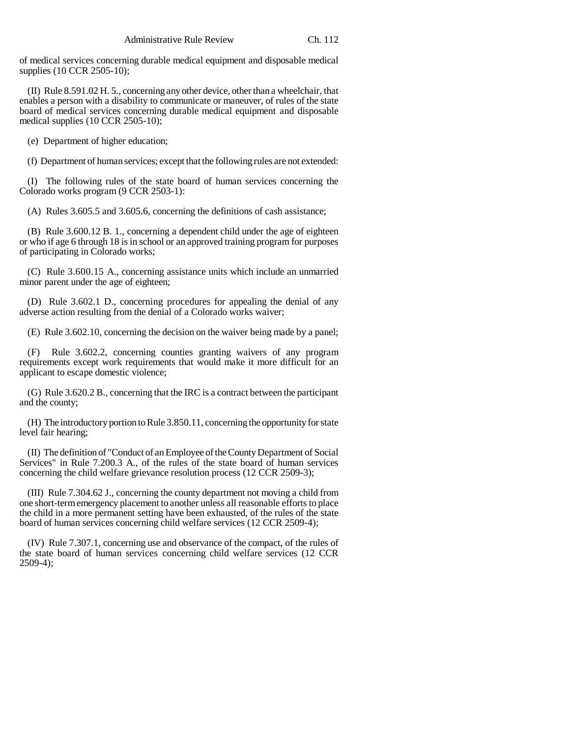of medical services concerning durable medical equipment and disposable medical supplies (10 CCR 2505-10);

(II) Rule 8.591.02 H. 5., concerning any other device, other than a wheelchair, that enables a person with a disability to communicate or maneuver, of rules of the state board of medical services concerning durable medical equipment and disposable medical supplies (10 CCR 2505-10);

(e) Department of higher education;

(f) Department of human services; except that the following rules are not extended:

(I) The following rules of the state board of human services concerning the Colorado works program (9 CCR 2503-1):

(A) Rules 3.605.5 and 3.605.6, concerning the definitions of cash assistance;

(B) Rule 3.600.12 B. 1., concerning a dependent child under the age of eighteen or who if age 6 through 18 is in school or an approved training program for purposes of participating in Colorado works;

(C) Rule 3.600.15 A., concerning assistance units which include an unmarried minor parent under the age of eighteen;

(D) Rule 3.602.1 D., concerning procedures for appealing the denial of any adverse action resulting from the denial of a Colorado works waiver;

(E) Rule 3.602.10, concerning the decision on the waiver being made by a panel;

(F) Rule 3.602.2, concerning counties granting waivers of any program requirements except work requirements that would make it more difficult for an applicant to escape domestic violence;

(G) Rule 3.620.2 B., concerning that the IRC is a contract between the participant and the county;

(H) The introductory portion to Rule 3.850.11, concerning the opportunity for state level fair hearing;

(II) The definition of "Conduct of an Employee of the County Department of Social Services" in Rule 7.200.3 A., of the rules of the state board of human services concerning the child welfare grievance resolution process (12 CCR 2509-3);

(III) Rule 7.304.62 J., concerning the county department not moving a child from one short-term emergency placement to another unless all reasonable efforts to place the child in a more permanent setting have been exhausted, of the rules of the state board of human services concerning child welfare services (12 CCR 2509-4);

(IV) Rule 7.307.1, concerning use and observance of the compact, of the rules of the state board of human services concerning child welfare services (12 CCR 2509-4);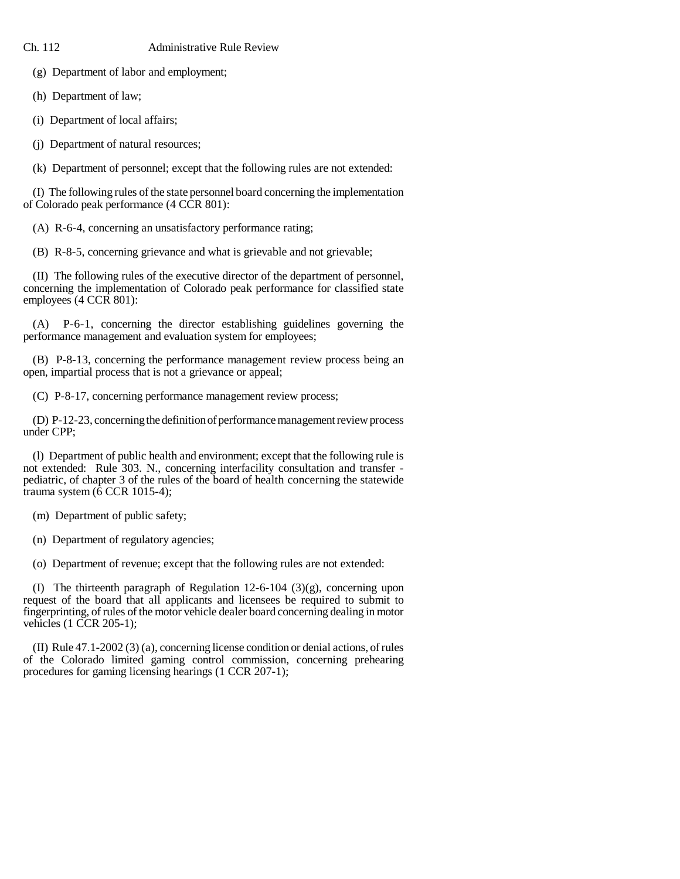(g) Department of labor and employment;

(h) Department of law;

(i) Department of local affairs;

(j) Department of natural resources;

(k) Department of personnel; except that the following rules are not extended:

(I) The following rules of the state personnel board concerning the implementation of Colorado peak performance (4 CCR 801):

(A) R-6-4, concerning an unsatisfactory performance rating;

(B) R-8-5, concerning grievance and what is grievable and not grievable;

(II) The following rules of the executive director of the department of personnel, concerning the implementation of Colorado peak performance for classified state employees (4 CCR 801):

(A) P-6-1, concerning the director establishing guidelines governing the performance management and evaluation system for employees;

(B) P-8-13, concerning the performance management review process being an open, impartial process that is not a grievance or appeal;

(C) P-8-17, concerning performance management review process;

(D) P-12-23, concerning the definition of performance management review process under CPP;

(l) Department of public health and environment; except that the following rule is not extended: Rule 303. N., concerning interfacility consultation and transfer - pediatric, of chapter 3 of the rules of the board of health concerning the statewide trauma system (6 CCR 1015-4);

(m) Department of public safety;

(n) Department of regulatory agencies;

(o) Department of revenue; except that the following rules are not extended:

(I) The thirteenth paragraph of Regulation 12-6-104 (3)(g), concerning upon request of the board that all applicants and licensees be required to submit to fingerprinting, of rules of the motor vehicle dealer board concerning dealing in motor vehicles (1 CCR 205-1);

(II) Rule 47.1-2002 (3) (a), concerning license condition or denial actions, of rules of the Colorado limited gaming control commission, concerning prehearing procedures for gaming licensing hearings (1 CCR 207-1);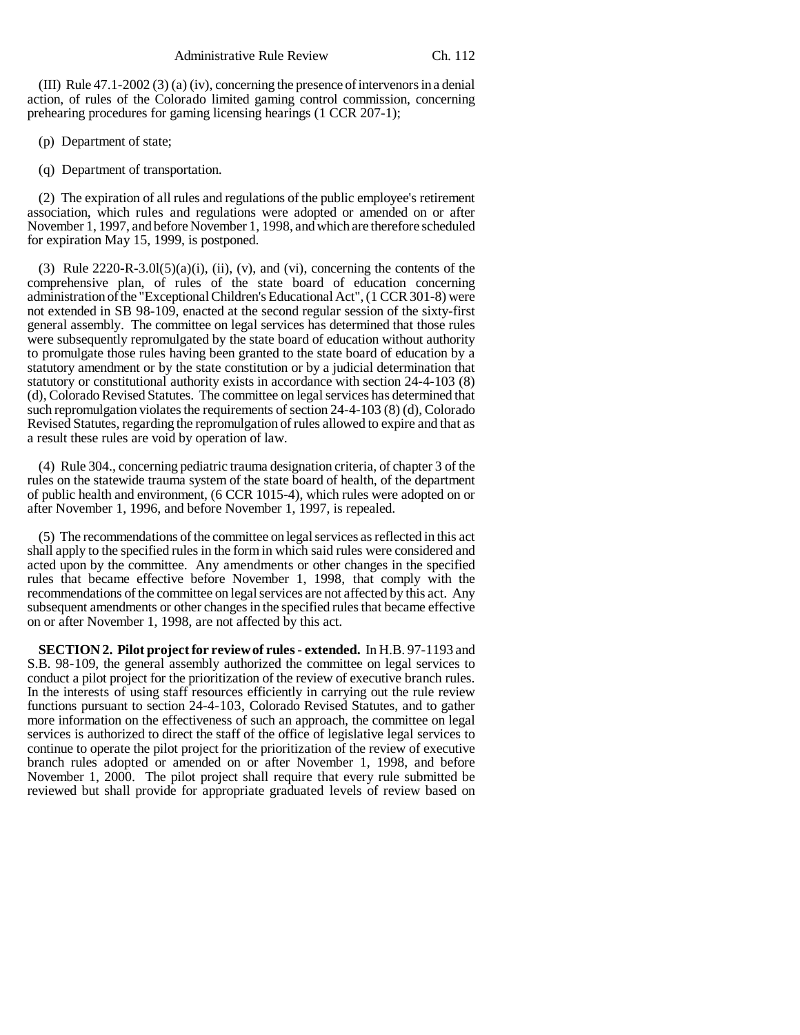(III) Rule 47.1-2002 (3) (a) (iv), concerning the presence of intervenors in a denial action, of rules of the Colorado limited gaming control commission, concerning prehearing procedures for gaming licensing hearings (1 CCR 207-1);

(p) Department of state;

(q) Department of transportation.

(2) The expiration of all rules and regulations of the public employee's retirement association, which rules and regulations were adopted or amended on or after November 1, 1997, and before November 1, 1998, and which are therefore scheduled for expiration May 15, 1999, is postponed.

(3) Rule 2220-R-3.0l(5)(a)(i), (ii), (v), and (vi), concerning the contents of the comprehensive plan, of rules of the state board of education concerning administration of the "Exceptional Children's Educational Act", (1 CCR 301-8) were not extended in SB 98-109, enacted at the second regular session of the sixty-first general assembly. The committee on legal services has determined that those rules were subsequently repromulgated by the state board of education without authority to promulgate those rules having been granted to the state board of education by a statutory amendment or by the state constitution or by a judicial determination that statutory or constitutional authority exists in accordance with section 24-4-103 (8) (d), Colorado Revised Statutes. The committee on legal services has determined that such repromulgation violates the requirements of section 24-4-103 (8) (d), Colorado Revised Statutes, regarding the repromulgation of rules allowed to expire and that as a result these rules are void by operation of law.

(4) Rule 304., concerning pediatric trauma designation criteria, of chapter 3 of the rules on the statewide trauma system of the state board of health, of the department of public health and environment, (6 CCR 1015-4), which rules were adopted on or after November 1, 1996, and before November 1, 1997, is repealed.

(5) The recommendations of the committee on legal services as reflected in this act shall apply to the specified rules in the form in which said rules were considered and acted upon by the committee. Any amendments or other changes in the specified rules that became effective before November 1, 1998, that comply with the recommendations of the committee on legal services are not affected by this act. Any subsequent amendments or other changes in the specified rules that became effective on or after November 1, 1998, are not affected by this act.

**SECTION 2. Pilot project for review of rules - extended.** In H.B. 97-1193 and S.B. 98-109, the general assembly authorized the committee on legal services to conduct a pilot project for the prioritization of the review of executive branch rules. In the interests of using staff resources efficiently in carrying out the rule review functions pursuant to section 24-4-103, Colorado Revised Statutes, and to gather more information on the effectiveness of such an approach, the committee on legal services is authorized to direct the staff of the office of legislative legal services to continue to operate the pilot project for the prioritization of the review of executive branch rules adopted or amended on or after November 1, 1998, and before November 1, 2000. The pilot project shall require that every rule submitted be reviewed but shall provide for appropriate graduated levels of review based on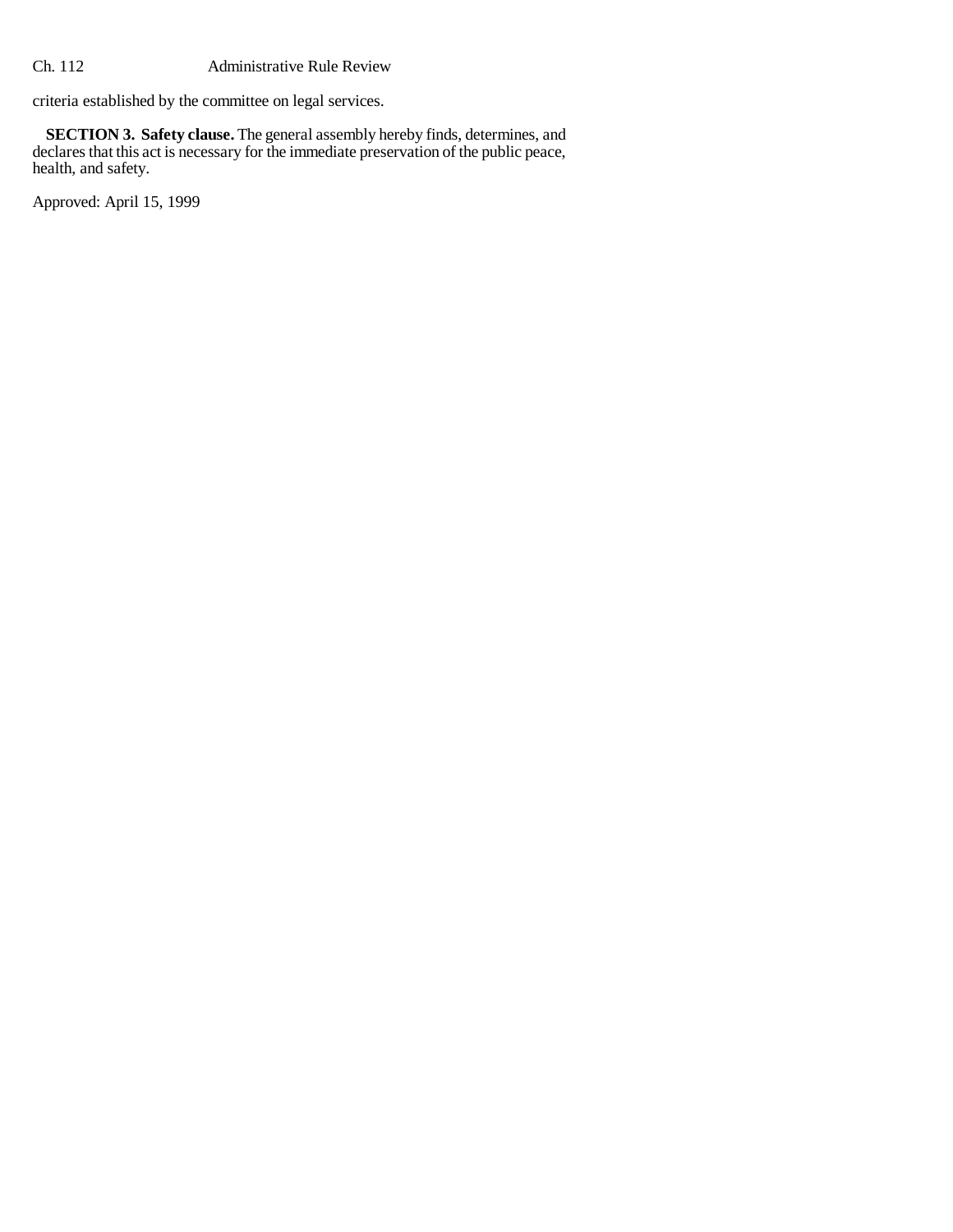criteria established by the committee on legal services.

**SECTION 3. Safety clause.** The general assembly hereby finds, determines, and declares that this act is necessary for the immediate preservation of the public peace, health, and safety.

Approved: April 15, 1999